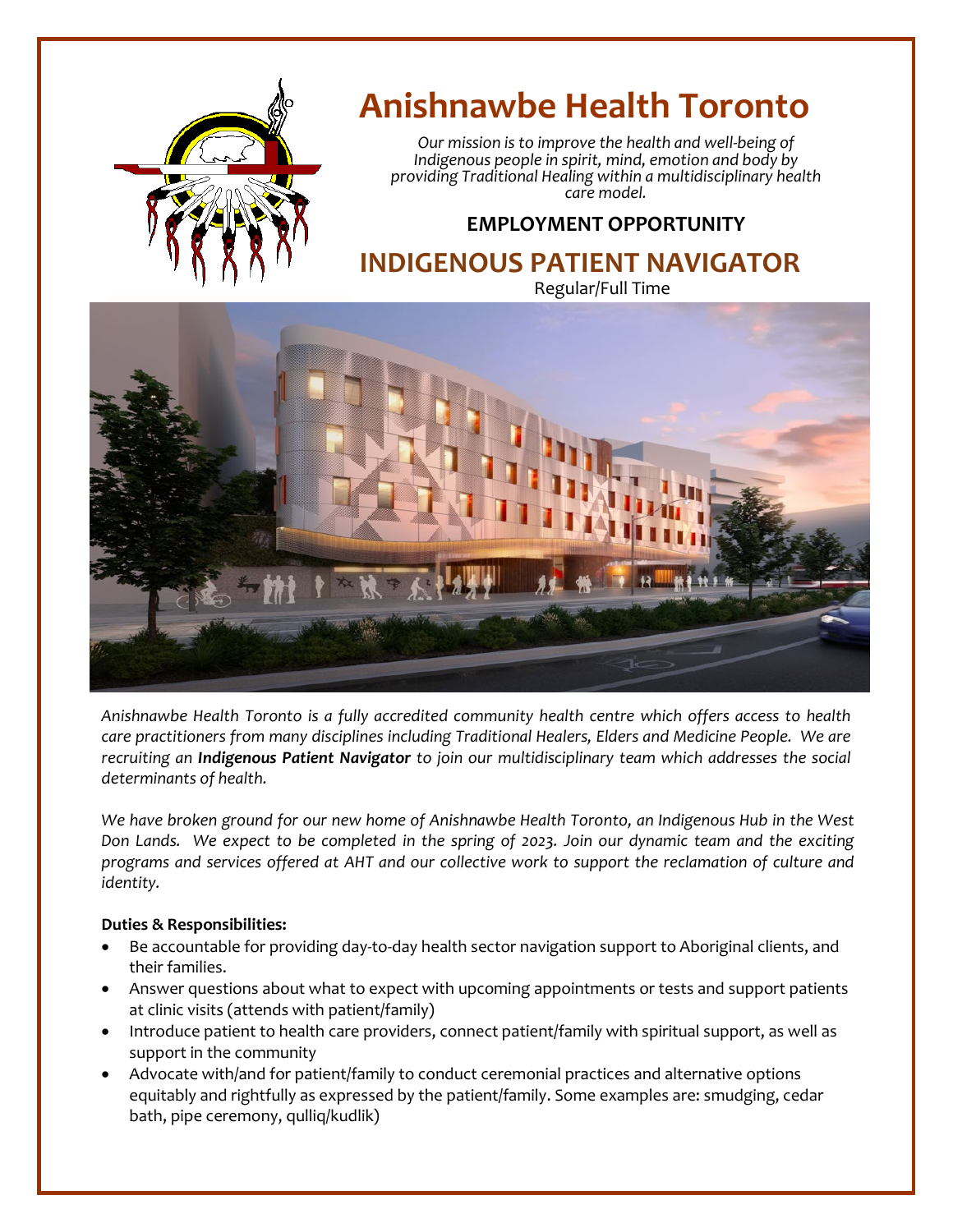# Anishnawbe Health Toronto

*Our mission is to improve the health and well-being of Indigenous people in spirit, mind, emotion and body by providing Traditional Healing within a multidisciplinary health care model.*

**EMPLOYMENT OPPORTUNITY**

## INDIGENOUS PATIENT NAVIGATOR

Regular/Full Time

*Anishnawbe Health Toronto is a fully accredited community health centre which offers access to health care practitioners from many disciplines including Traditional Healers, Elders and Medicine People. We are recruiting an **Indigenous Patient Navigator** to join our multidisciplinary team which addresses the social determinants of health.*

*We have broken ground for our new home of Anishnawbe Health Toronto, an Indigenous Hub in the West Don Lands. We expect to be completed in the spring of 2023. Join our dynamic team and the exciting programs and services offered at AHT and our collective work to support the reclamation of culture and identity.*

**Duties & Responsibilities:**

- Be accountable for providing day-to-day health sector navigation support to Aboriginal clients, and their families.
- Answer questions about what to expect with upcoming appointments or tests and support patients at clinic visits (attends with patient/family)
- Introduce patient to health care providers, connect patient/family with spiritual support, as well as support in the community
- Advocate with/and for patient/family to conduct ceremonial practices and alternative options equitably and rightfully as expressed by the patient/family. Some examples are: smudging, cedar bath, pipe ceremony, qulliq/kudlik)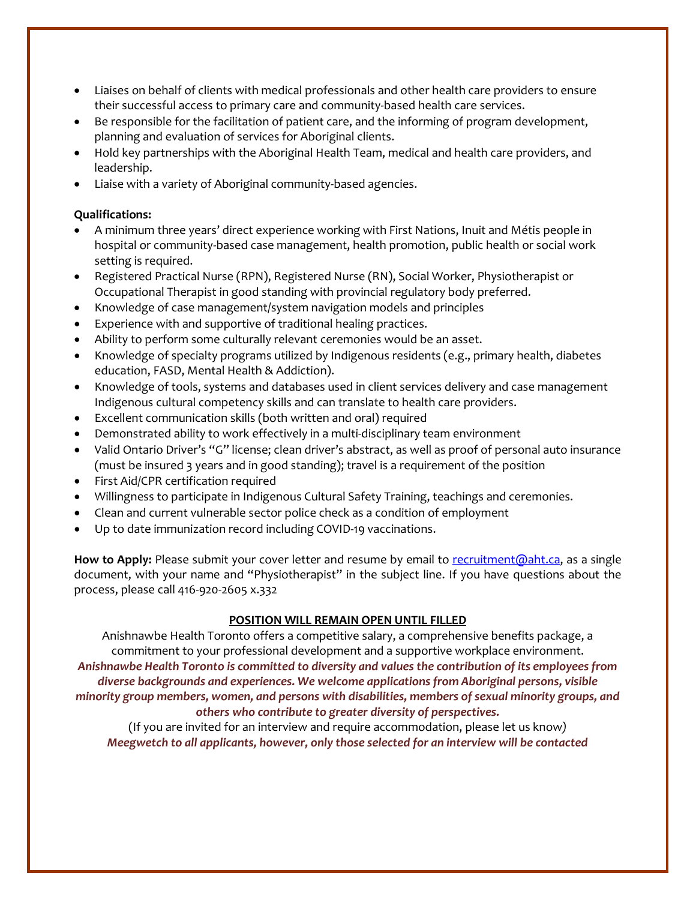- Liaises on behalf of clients with medical professionals and other health care providers to ensure their successful access to primary care and community-based health care services.
- Be responsible for the facilitation of patient care, and the informing of program development, planning and evaluation of services for Aboriginal clients.
- Hold key partnerships with the Aboriginal Health Team, medical and health care providers, and leadership.
- Liaise with a variety of Aboriginal community-based agencies.

**Qualifications:**

- A minimum three years' direct experience working with First Nations, Inuit and Métis people in hospital or community-based case management, health promotion, public health or social work setting is required.
- Registered Practical Nurse (RPN), Registered Nurse (RN), Social Worker, Physiotherapist or Occupational Therapist in good standing with provincial regulatory body preferred.
- Knowledge of case management/system navigation models and principles
- Experience with and supportive of traditional healing practices.
- Ability to perform some culturally relevant ceremonies would be an asset.
- Knowledge of specialty programs utilized by Indigenous residents (e.g., primary health, diabetes education, FASD, Mental Health & Addiction).
- Knowledge of tools, systems and databases used in client services delivery and case management Indigenous cultural competency skills and can translate to health care providers.
- Excellent communication skills (both written and oral) required
- Demonstrated ability to work effectively in a multi-disciplinary team environment
- Valid Ontario Driver's "G" license; clean driver's abstract, as well as proof of personal auto insurance (must be insured 3 years and in good standing); travel is a requirement of the position
- First Aid/CPR certification required
- Willingness to participate in Indigenous Cultural Safety Training, teachings and ceremonies.
- Clean and current vulnerable sector police check as a condition of employment
- Up to date immunization record including COVID-19 vaccinations.

**How to Apply:** Please submit your cover letter and resume by email to recruitment@aht.ca, as a single document, with your name and "Physiotherapist" in the subject line. If you have questions about the process, please call 416-920-2605 x.332

**POSITION WILL REMAIN OPEN UNTIL FILLED**

Anishnawbe Health Toronto offers a competitive salary, a comprehensive benefits package, a commitment to your professional development and a supportive workplace environment.

***Anishnawbe Health Toronto is committed to diversity and values the contribution of its employees from diverse backgrounds and experiences. We welcome applications from Aboriginal persons, visible minority group members, women, and persons with disabilities, members of sexual minority groups, and others who contribute to greater diversity of perspectives.***

(If you are invited for an interview and require accommodation, please let us know)

***Meegwetch to all applicants, however, only those selected for an interview will be contacted***